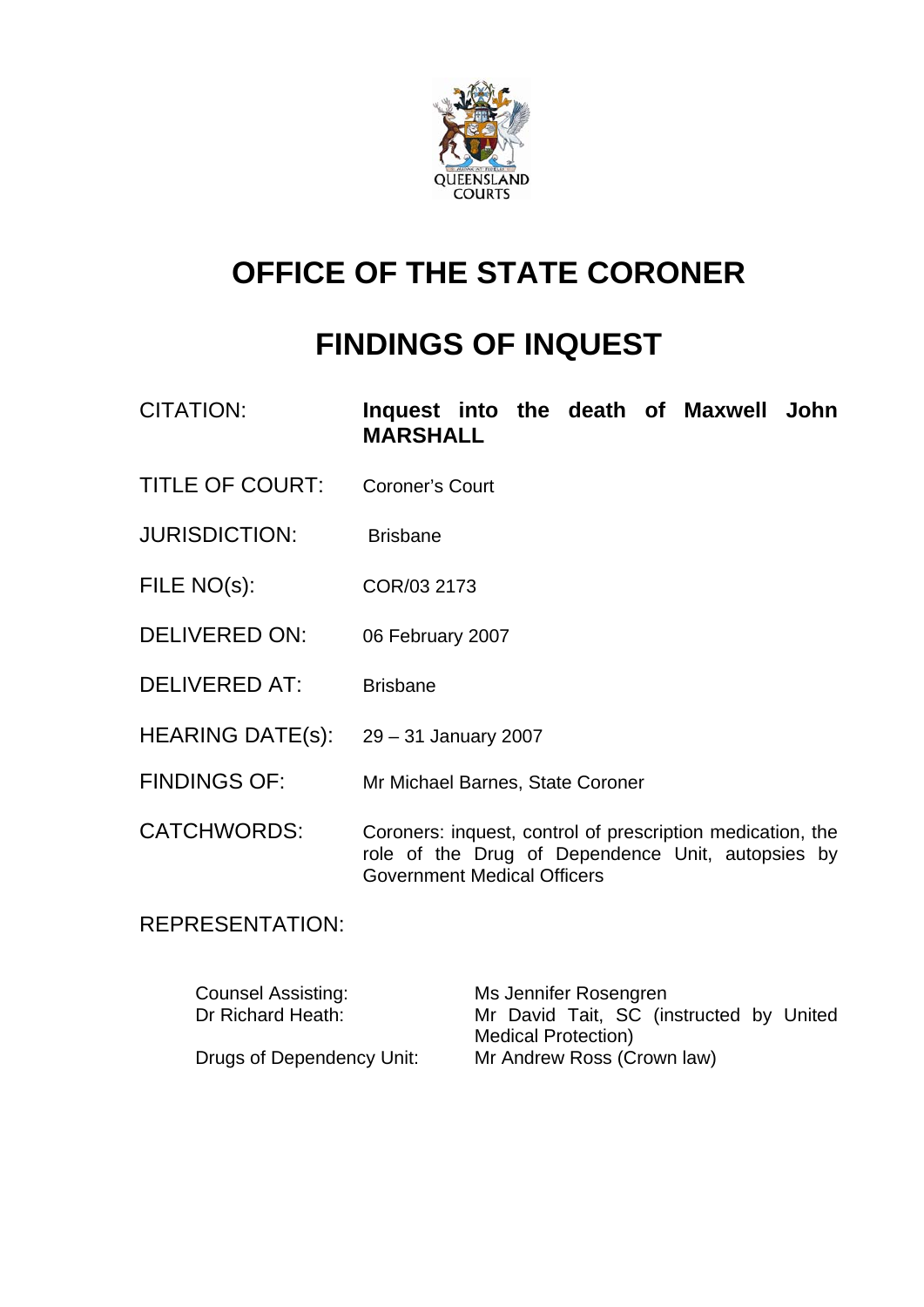QUEENSLAND COURTS

# OFFICE OF THE STATE CORONER

# FINDINGS OF INQUEST

| | |
|---|---|
| CITATION: | **Inquest into the death of Maxwell John MARSHALL** |
| TITLE OF COURT: | Coroner's Court |
| JURISDICTION: | Brisbane |
| FILE NO(s): | COR/03 2173 |
| DELIVERED ON: | 06 February 2007 |
| DELIVERED AT: | Brisbane |
| HEARING DATE(s): | 29 – 31 January 2007 |
| FINDINGS OF: | Mr Michael Barnes, State Coroner |
| CATCHWORDS: | Coroners: inquest, control of prescription medication, the role of the Drug of Dependence Unit, autopsies by Government Medical Officers |

REPRESENTATION:

| | |
|---|---|
| Counsel Assisting: | Ms Jennifer Rosengren |
| Dr Richard Heath: | Mr David Tait, SC (instructed by United Medical Protection) |
| Drugs of Dependency Unit: | Mr Andrew Ross (Crown law) |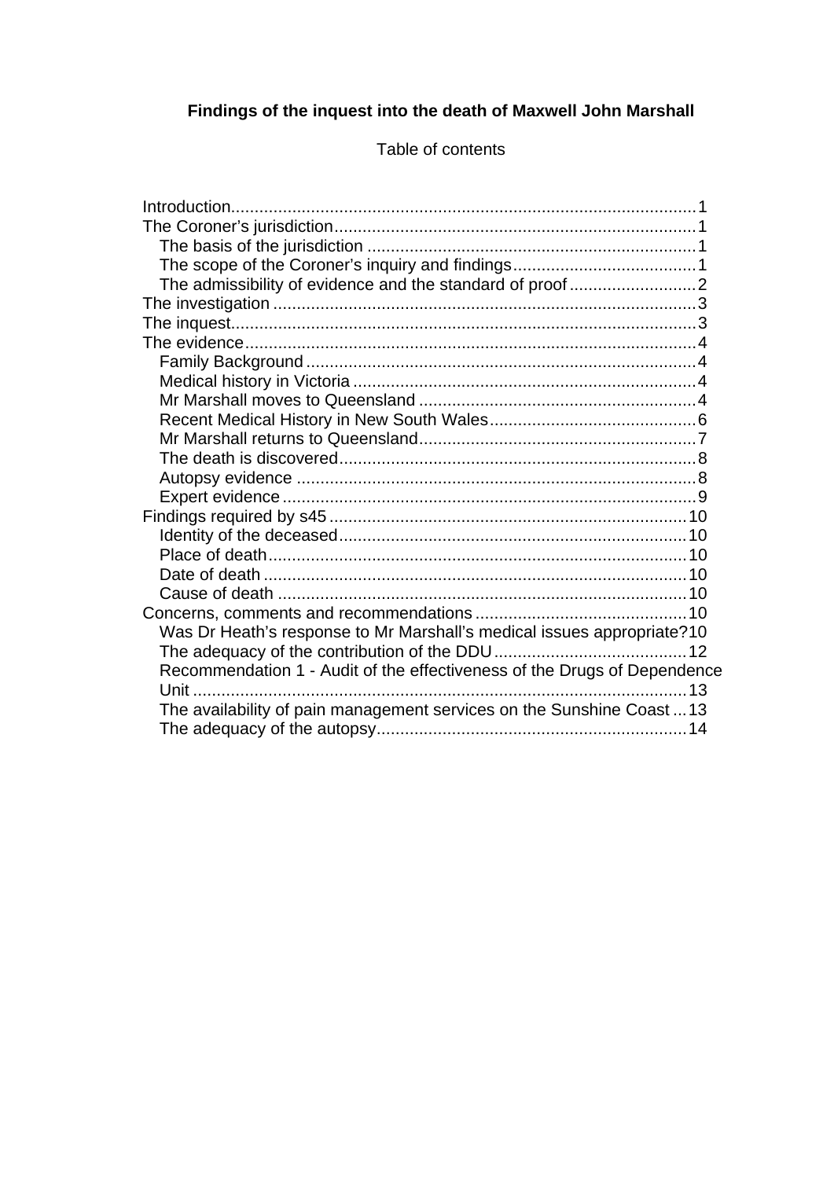**Findings of the inquest into the death of Maxwell John Marshall**

Table of contents

Introduction.................................................................................................1
The Coroner's jurisdiction............................................................................1
  The basis of the jurisdiction .....................................................................1
  The scope of the Coroner's inquiry and findings.......................................1
  The admissibility of evidence and the standard of proof ...........................2
The investigation .........................................................................................3
The inquest...................................................................................................3
The evidence................................................................................................4
  Family Background ...................................................................................4
  Medical history in Victoria .........................................................................4
  Mr Marshall moves to Queensland ...........................................................4
  Recent Medical History in New South Wales............................................6
  Mr Marshall returns to Queensland...........................................................7
  The death is discovered............................................................................8
  Autopsy evidence .....................................................................................8
  Expert evidence ........................................................................................9
Findings required by s45 ............................................................................10
  Identity of the deceased..........................................................................10
  Place of death..........................................................................................10
  Date of death ..........................................................................................10
  Cause of death .......................................................................................10
Concerns, comments and recommendations .............................................10
  Was Dr Heath's response to Mr Marshall's medical issues appropriate?10
  The adequacy of the contribution of the DDU .........................................12
  Recommendation 1 - Audit of the effectiveness of the Drugs of Dependence Unit .........................................................................................................13
  The availability of pain management services on the Sunshine Coast ...13
  The adequacy of the autopsy..................................................................14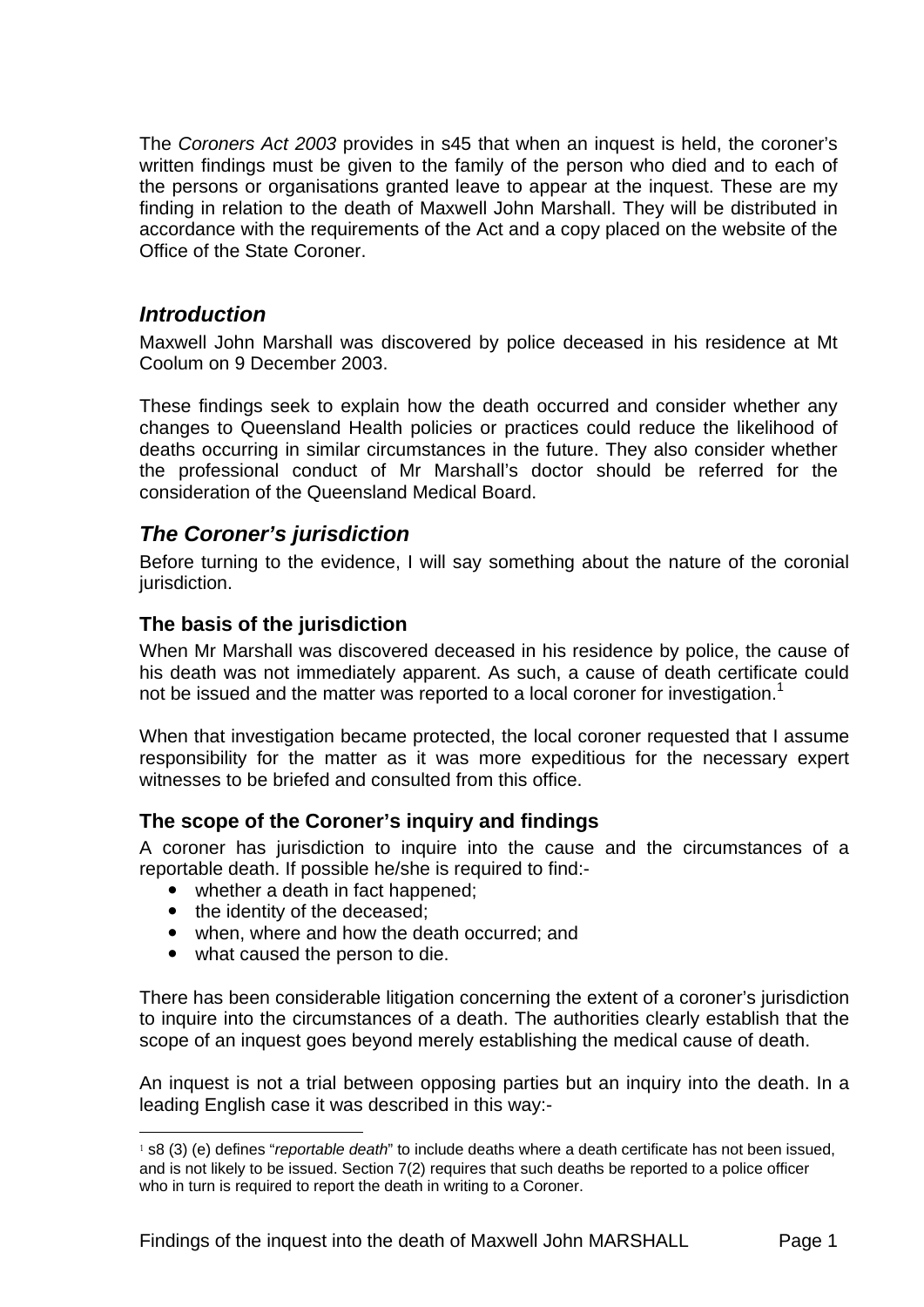The *Coroners Act 2003* provides in s45 that when an inquest is held, the coroner's written findings must be given to the family of the person who died and to each of the persons or organisations granted leave to appear at the inquest. These are my finding in relation to the death of Maxwell John Marshall. They will be distributed in accordance with the requirements of the Act and a copy placed on the website of the Office of the State Coroner.

## *Introduction*

Maxwell John Marshall was discovered by police deceased in his residence at Mt Coolum on 9 December 2003.

These findings seek to explain how the death occurred and consider whether any changes to Queensland Health policies or practices could reduce the likelihood of deaths occurring in similar circumstances in the future. They also consider whether the professional conduct of Mr Marshall's doctor should be referred for the consideration of the Queensland Medical Board.

## *The Coroner's jurisdiction*

Before turning to the evidence, I will say something about the nature of the coronial jurisdiction.

### The basis of the jurisdiction

When Mr Marshall was discovered deceased in his residence by police, the cause of his death was not immediately apparent. As such, a cause of death certificate could not be issued and the matter was reported to a local coroner for investigation.[1]

When that investigation became protected, the local coroner requested that I assume responsibility for the matter as it was more expeditious for the necessary expert witnesses to be briefed and consulted from this office.

### The scope of the Coroner's inquiry and findings

A coroner has jurisdiction to inquire into the cause and the circumstances of a reportable death. If possible he/she is required to find:-

- whether a death in fact happened;
- the identity of the deceased;
- when, where and how the death occurred; and
- what caused the person to die.

There has been considerable litigation concerning the extent of a coroner's jurisdiction to inquire into the circumstances of a death. The authorities clearly establish that the scope of an inquest goes beyond merely establishing the medical cause of death.

An inquest is not a trial between opposing parties but an inquiry into the death. In a leading English case it was described in this way:-

---

[1] s8 (3) (e) defines "*reportable death*" to include deaths where a death certificate has not been issued, and is not likely to be issued. Section 7(2) requires that such deaths be reported to a police officer who in turn is required to report the death in writing to a Coroner.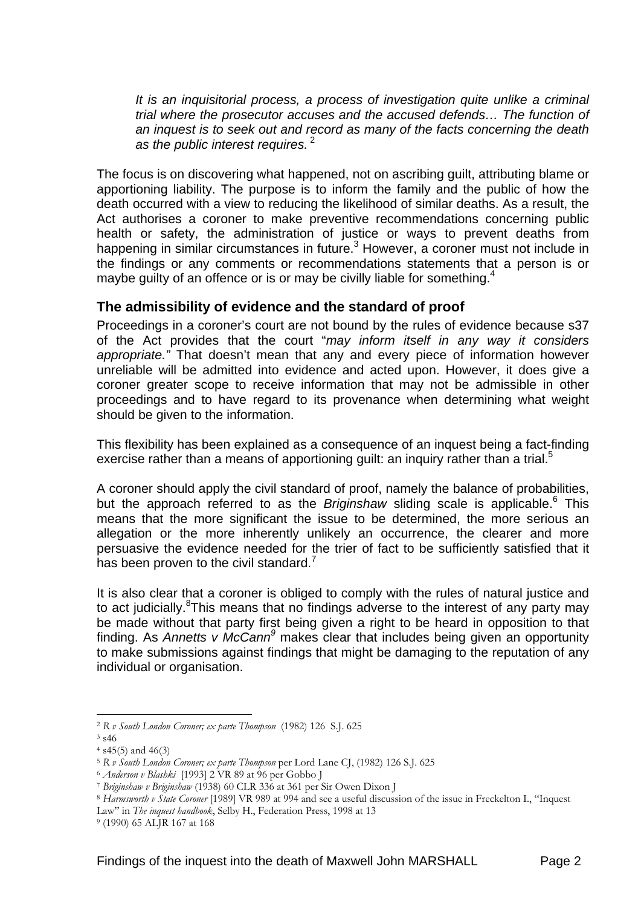*It is an inquisitorial process, a process of investigation quite unlike a criminal trial where the prosecutor accuses and the accused defends… The function of an inquest is to seek out and record as many of the facts concerning the death as the public interest requires.* [2]

The focus is on discovering what happened, not on ascribing guilt, attributing blame or apportioning liability. The purpose is to inform the family and the public of how the death occurred with a view to reducing the likelihood of similar deaths. As a result, the Act authorises a coroner to make preventive recommendations concerning public health or safety, the administration of justice or ways to prevent deaths from happening in similar circumstances in future.[3] However, a coroner must not include in the findings or any comments or recommendations statements that a person is or maybe guilty of an offence or is or may be civilly liable for something.[4]

## The admissibility of evidence and the standard of proof

Proceedings in a coroner's court are not bound by the rules of evidence because s37 of the Act provides that the court "*may inform itself in any way it considers appropriate.*" That doesn't mean that any and every piece of information however unreliable will be admitted into evidence and acted upon. However, it does give a coroner greater scope to receive information that may not be admissible in other proceedings and to have regard to its provenance when determining what weight should be given to the information.

This flexibility has been explained as a consequence of an inquest being a fact-finding exercise rather than a means of apportioning guilt: an inquiry rather than a trial.[5]

A coroner should apply the civil standard of proof, namely the balance of probabilities, but the approach referred to as the *Briginshaw* sliding scale is applicable.[6] This means that the more significant the issue to be determined, the more serious an allegation or the more inherently unlikely an occurrence, the clearer and more persuasive the evidence needed for the trier of fact to be sufficiently satisfied that it has been proven to the civil standard.[7]

It is also clear that a coroner is obliged to comply with the rules of natural justice and to act judicially.[8] This means that no findings adverse to the interest of any party may be made without that party first being given a right to be heard in opposition to that finding. As *Annetts v McCann*[9] makes clear that includes being given an opportunity to make submissions against findings that might be damaging to the reputation of any individual or organisation.

---

[2] *R v South London Coroner; ex parte Thompson* (1982) 126 S.J. 625

[3] s46

[4] s45(5) and 46(3)

[5] *R v South London Coroner; ex parte Thompson* per Lord Lane CJ, (1982) 126 S.J. 625

[6] *Anderson v Blashki* [1993] 2 VR 89 at 96 per Gobbo J

[7] *Briginshaw v Briginshaw* (1938) 60 CLR 336 at 361 per Sir Owen Dixon J

[8] *Harmsworth v State Coroner* [1989] VR 989 at 994 and see a useful discussion of the issue in Freckelton I., "Inquest Law" in *The inquest handbook*, Selby H., Federation Press, 1998 at 13

[9] (1990) 65 ALJR 167 at 168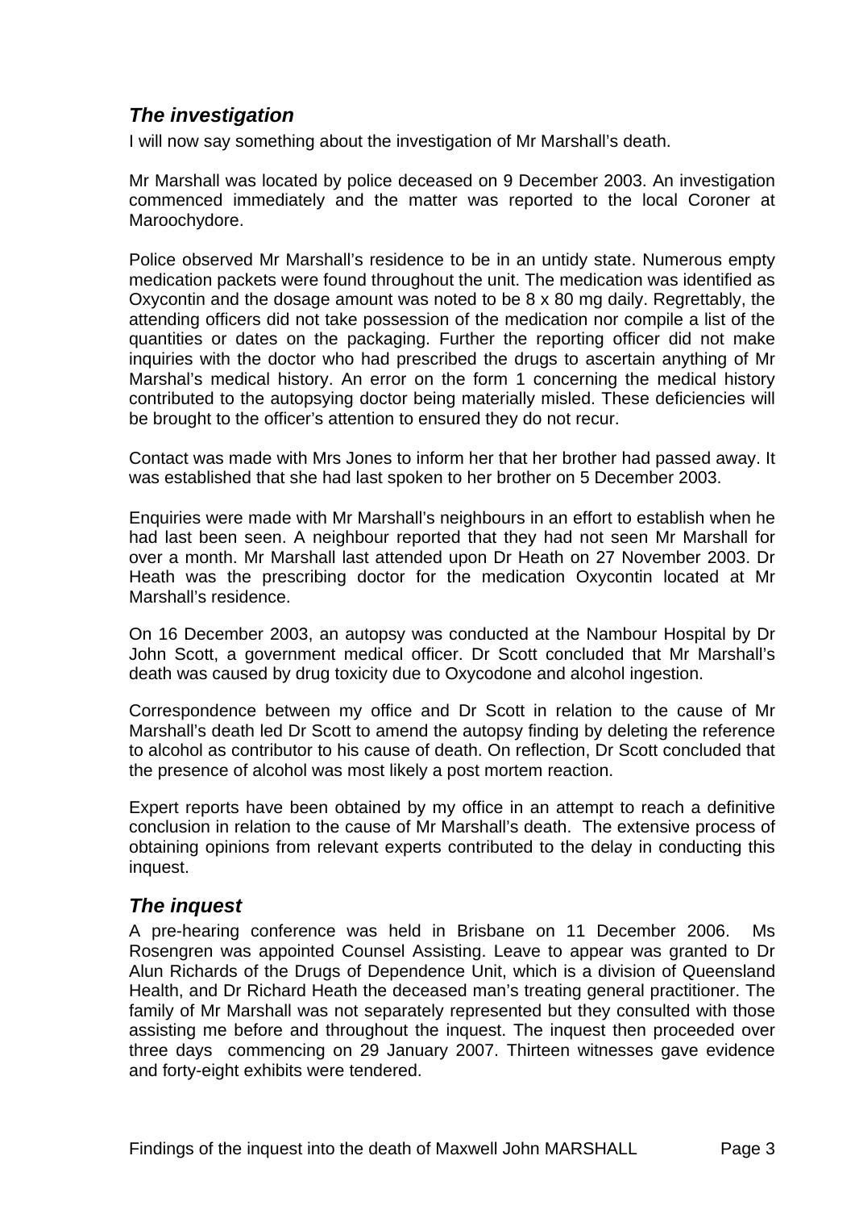### *The investigation*

I will now say something about the investigation of Mr Marshall's death.

Mr Marshall was located by police deceased on 9 December 2003. An investigation commenced immediately and the matter was reported to the local Coroner at Maroochydore.

Police observed Mr Marshall's residence to be in an untidy state. Numerous empty medication packets were found throughout the unit. The medication was identified as Oxycontin and the dosage amount was noted to be 8 x 80 mg daily. Regrettably, the attending officers did not take possession of the medication nor compile a list of the quantities or dates on the packaging. Further the reporting officer did not make inquiries with the doctor who had prescribed the drugs to ascertain anything of Mr Marshal's medical history. An error on the form 1 concerning the medical history contributed to the autopsying doctor being materially misled. These deficiencies will be brought to the officer's attention to ensured they do not recur.

Contact was made with Mrs Jones to inform her that her brother had passed away. It was established that she had last spoken to her brother on 5 December 2003.

Enquiries were made with Mr Marshall's neighbours in an effort to establish when he had last been seen. A neighbour reported that they had not seen Mr Marshall for over a month. Mr Marshall last attended upon Dr Heath on 27 November 2003. Dr Heath was the prescribing doctor for the medication Oxycontin located at Mr Marshall's residence.

On 16 December 2003, an autopsy was conducted at the Nambour Hospital by Dr John Scott, a government medical officer. Dr Scott concluded that Mr Marshall's death was caused by drug toxicity due to Oxycodone and alcohol ingestion.

Correspondence between my office and Dr Scott in relation to the cause of Mr Marshall's death led Dr Scott to amend the autopsy finding by deleting the reference to alcohol as contributor to his cause of death. On reflection, Dr Scott concluded that the presence of alcohol was most likely a post mortem reaction.

Expert reports have been obtained by my office in an attempt to reach a definitive conclusion in relation to the cause of Mr Marshall's death. The extensive process of obtaining opinions from relevant experts contributed to the delay in conducting this inquest.

### *The inquest*

A pre-hearing conference was held in Brisbane on 11 December 2006. Ms Rosengren was appointed Counsel Assisting. Leave to appear was granted to Dr Alun Richards of the Drugs of Dependence Unit, which is a division of Queensland Health, and Dr Richard Heath the deceased man's treating general practitioner. The family of Mr Marshall was not separately represented but they consulted with those assisting me before and throughout the inquest. The inquest then proceeded over three days commencing on 29 January 2007. Thirteen witnesses gave evidence and forty-eight exhibits were tendered.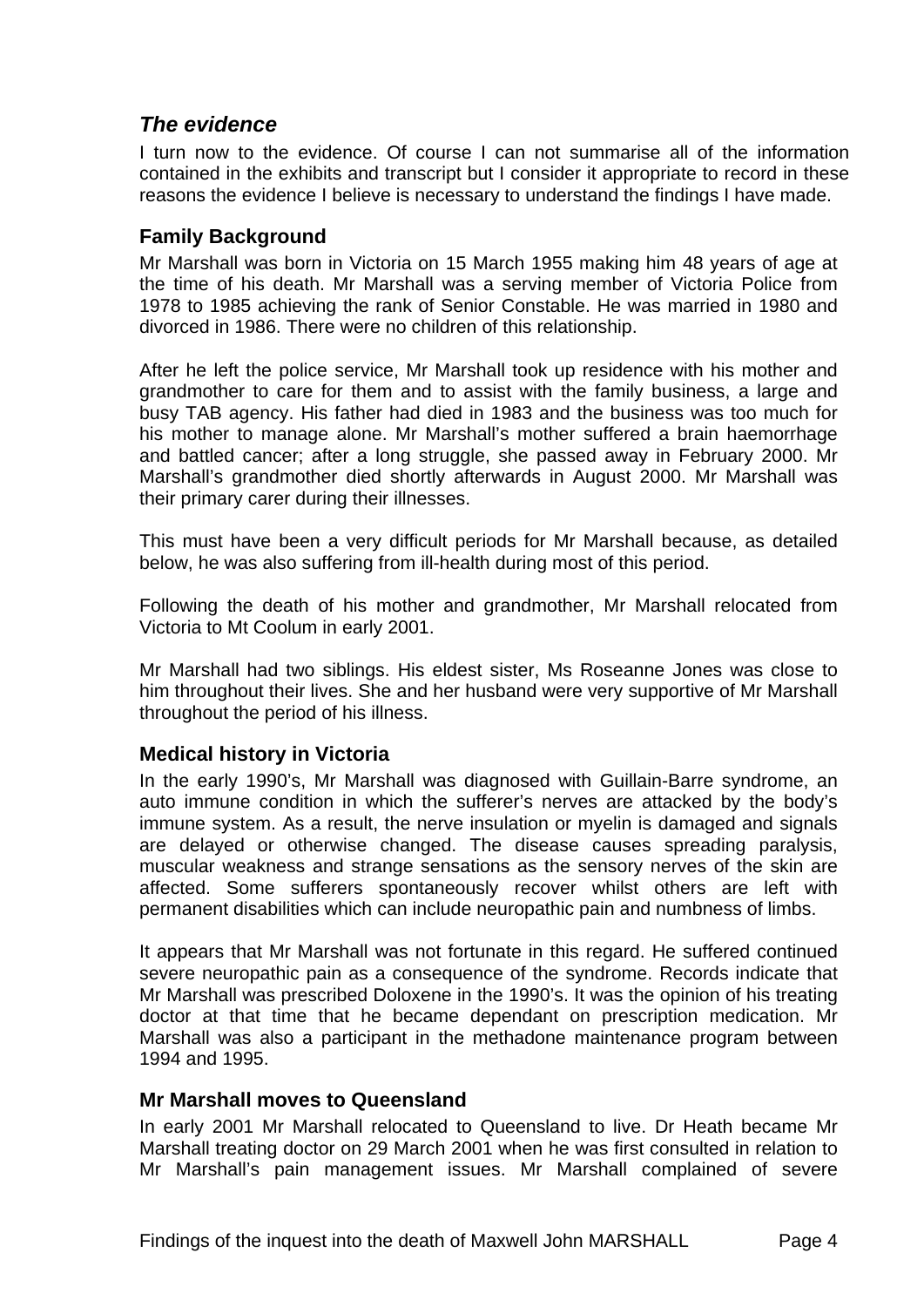## *The evidence*

I turn now to the evidence. Of course I can not summarise all of the information contained in the exhibits and transcript but I consider it appropriate to record in these reasons the evidence I believe is necessary to understand the findings I have made.

### Family Background

Mr Marshall was born in Victoria on 15 March 1955 making him 48 years of age at the time of his death. Mr Marshall was a serving member of Victoria Police from 1978 to 1985 achieving the rank of Senior Constable. He was married in 1980 and divorced in 1986. There were no children of this relationship.

After he left the police service, Mr Marshall took up residence with his mother and grandmother to care for them and to assist with the family business, a large and busy TAB agency. His father had died in 1983 and the business was too much for his mother to manage alone. Mr Marshall's mother suffered a brain haemorrhage and battled cancer; after a long struggle, she passed away in February 2000. Mr Marshall's grandmother died shortly afterwards in August 2000. Mr Marshall was their primary carer during their illnesses.

This must have been a very difficult periods for Mr Marshall because, as detailed below, he was also suffering from ill-health during most of this period.

Following the death of his mother and grandmother, Mr Marshall relocated from Victoria to Mt Coolum in early 2001.

Mr Marshall had two siblings. His eldest sister, Ms Roseanne Jones was close to him throughout their lives. She and her husband were very supportive of Mr Marshall throughout the period of his illness.

### Medical history in Victoria

In the early 1990's, Mr Marshall was diagnosed with Guillain-Barre syndrome, an auto immune condition in which the sufferer's nerves are attacked by the body's immune system. As a result, the nerve insulation or myelin is damaged and signals are delayed or otherwise changed. The disease causes spreading paralysis, muscular weakness and strange sensations as the sensory nerves of the skin are affected. Some sufferers spontaneously recover whilst others are left with permanent disabilities which can include neuropathic pain and numbness of limbs.

It appears that Mr Marshall was not fortunate in this regard. He suffered continued severe neuropathic pain as a consequence of the syndrome. Records indicate that Mr Marshall was prescribed Doloxene in the 1990's. It was the opinion of his treating doctor at that time that he became dependant on prescription medication. Mr Marshall was also a participant in the methadone maintenance program between 1994 and 1995.

### Mr Marshall moves to Queensland

In early 2001 Mr Marshall relocated to Queensland to live. Dr Heath became Mr Marshall treating doctor on 29 March 2001 when he was first consulted in relation to Mr Marshall's pain management issues. Mr Marshall complained of severe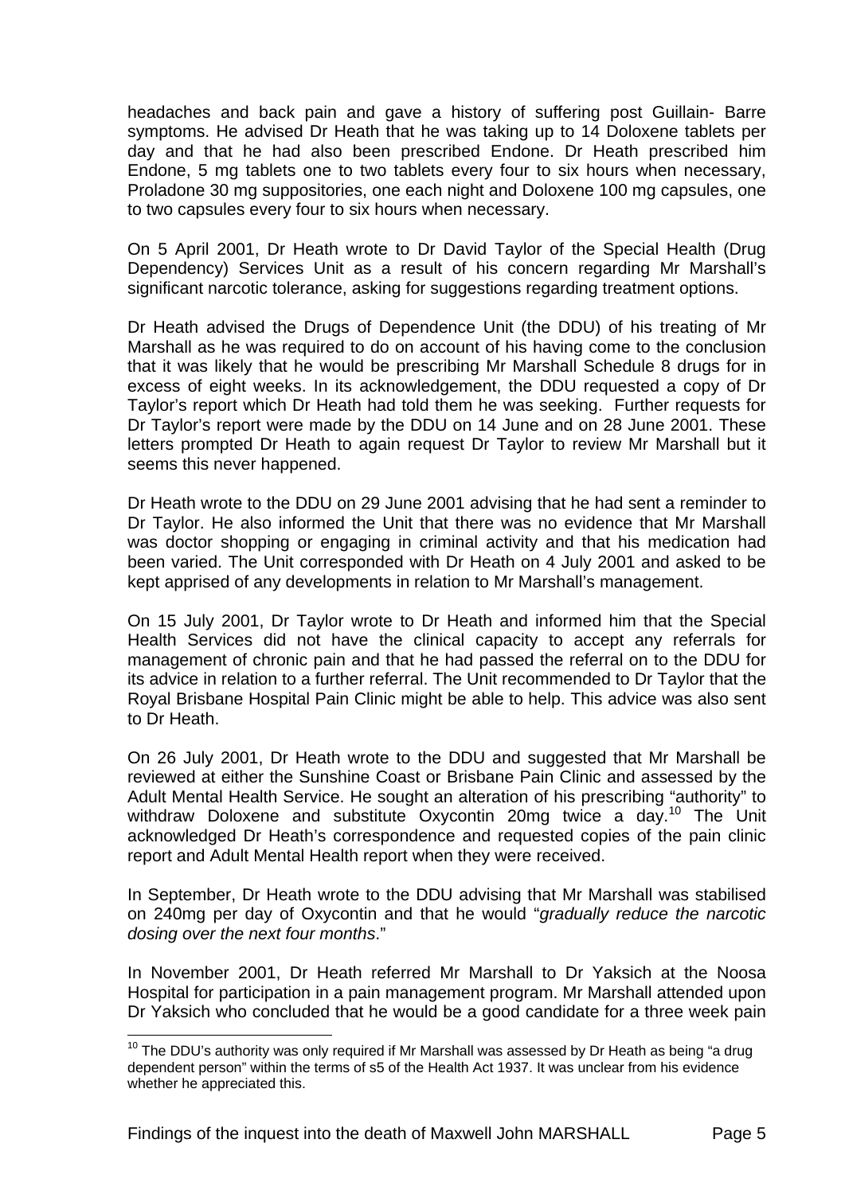headaches and back pain and gave a history of suffering post Guillain- Barre symptoms. He advised Dr Heath that he was taking up to 14 Doloxene tablets per day and that he had also been prescribed Endone. Dr Heath prescribed him Endone, 5 mg tablets one to two tablets every four to six hours when necessary, Proladone 30 mg suppositories, one each night and Doloxene 100 mg capsules, one to two capsules every four to six hours when necessary.

On 5 April 2001, Dr Heath wrote to Dr David Taylor of the Special Health (Drug Dependency) Services Unit as a result of his concern regarding Mr Marshall's significant narcotic tolerance, asking for suggestions regarding treatment options.

Dr Heath advised the Drugs of Dependence Unit (the DDU) of his treating of Mr Marshall as he was required to do on account of his having come to the conclusion that it was likely that he would be prescribing Mr Marshall Schedule 8 drugs for in excess of eight weeks. In its acknowledgement, the DDU requested a copy of Dr Taylor's report which Dr Heath had told them he was seeking. Further requests for Dr Taylor's report were made by the DDU on 14 June and on 28 June 2001. These letters prompted Dr Heath to again request Dr Taylor to review Mr Marshall but it seems this never happened.

Dr Heath wrote to the DDU on 29 June 2001 advising that he had sent a reminder to Dr Taylor. He also informed the Unit that there was no evidence that Mr Marshall was doctor shopping or engaging in criminal activity and that his medication had been varied. The Unit corresponded with Dr Heath on 4 July 2001 and asked to be kept apprised of any developments in relation to Mr Marshall's management.

On 15 July 2001, Dr Taylor wrote to Dr Heath and informed him that the Special Health Services did not have the clinical capacity to accept any referrals for management of chronic pain and that he had passed the referral on to the DDU for its advice in relation to a further referral. The Unit recommended to Dr Taylor that the Royal Brisbane Hospital Pain Clinic might be able to help. This advice was also sent to Dr Heath.

On 26 July 2001, Dr Heath wrote to the DDU and suggested that Mr Marshall be reviewed at either the Sunshine Coast or Brisbane Pain Clinic and assessed by the Adult Mental Health Service. He sought an alteration of his prescribing "authority" to withdraw Doloxene and substitute Oxycontin 20mg twice a day.[10] The Unit acknowledged Dr Heath's correspondence and requested copies of the pain clinic report and Adult Mental Health report when they were received.

In September, Dr Heath wrote to the DDU advising that Mr Marshall was stabilised on 240mg per day of Oxycontin and that he would "*gradually reduce the narcotic dosing over the next four months*."

In November 2001, Dr Heath referred Mr Marshall to Dr Yaksich at the Noosa Hospital for participation in a pain management program. Mr Marshall attended upon Dr Yaksich who concluded that he would be a good candidate for a three week pain

---

[10] The DDU's authority was only required if Mr Marshall was assessed by Dr Heath as being "a drug dependent person" within the terms of s5 of the Health Act 1937. It was unclear from his evidence whether he appreciated this.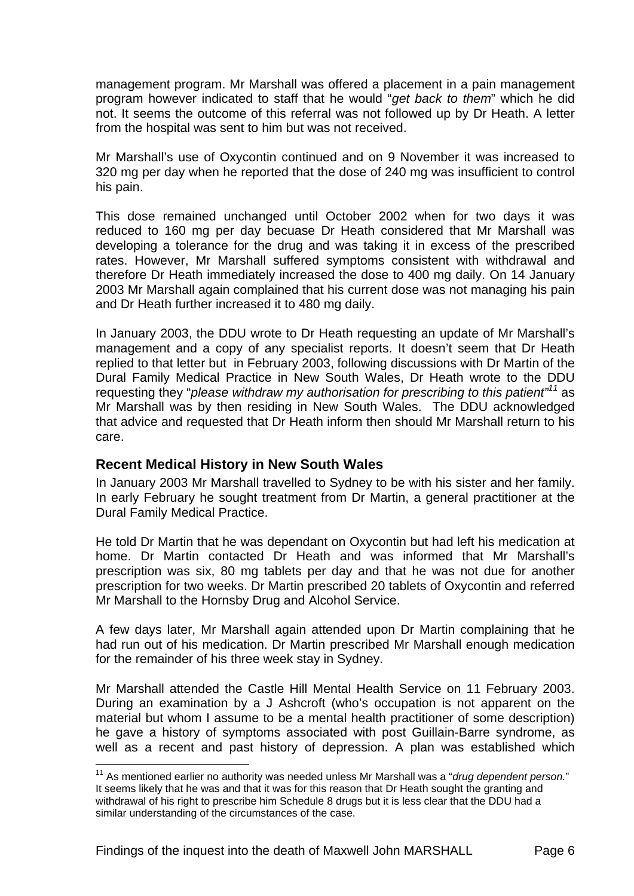management program. Mr Marshall was offered a placement in a pain management program however indicated to staff that he would "*get back to them*" which he did not. It seems the outcome of this referral was not followed up by Dr Heath. A letter from the hospital was sent to him but was not received.

Mr Marshall's use of Oxycontin continued and on 9 November it was increased to 320 mg per day when he reported that the dose of 240 mg was insufficient to control his pain.

This dose remained unchanged until October 2002 when for two days it was reduced to 160 mg per day becuase Dr Heath considered that Mr Marshall was developing a tolerance for the drug and was taking it in excess of the prescribed rates. However, Mr Marshall suffered symptoms consistent with withdrawal and therefore Dr Heath immediately increased the dose to 400 mg daily. On 14 January 2003 Mr Marshall again complained that his current dose was not managing his pain and Dr Heath further increased it to 480 mg daily.

In January 2003, the DDU wrote to Dr Heath requesting an update of Mr Marshall's management and a copy of any specialist reports. It doesn't seem that Dr Heath replied to that letter but in February 2003, following discussions with Dr Martin of the Dural Family Medical Practice in New South Wales, Dr Heath wrote to the DDU requesting they "*please withdraw my authorisation for prescribing to this patient*"[11] as Mr Marshall was by then residing in New South Wales. The DDU acknowledged that advice and requested that Dr Heath inform then should Mr Marshall return to his care.

### Recent Medical History in New South Wales

In January 2003 Mr Marshall travelled to Sydney to be with his sister and her family. In early February he sought treatment from Dr Martin, a general practitioner at the Dural Family Medical Practice.

He told Dr Martin that he was dependant on Oxycontin but had left his medication at home. Dr Martin contacted Dr Heath and was informed that Mr Marshall's prescription was six, 80 mg tablets per day and that he was not due for another prescription for two weeks. Dr Martin prescribed 20 tablets of Oxycontin and referred Mr Marshall to the Hornsby Drug and Alcohol Service.

A few days later, Mr Marshall again attended upon Dr Martin complaining that he had run out of his medication. Dr Martin prescribed Mr Marshall enough medication for the remainder of his three week stay in Sydney.

Mr Marshall attended the Castle Hill Mental Health Service on 11 February 2003. During an examination by a J Ashcroft (who's occupation is not apparent on the material but whom I assume to be a mental health practitioner of some description) he gave a history of symptoms associated with post Guillain-Barre syndrome, as well as a recent and past history of depression. A plan was established which

---

[11] As mentioned earlier no authority was needed unless Mr Marshall was a "*drug dependent person.*" It seems likely that he was and that it was for this reason that Dr Heath sought the granting and withdrawal of his right to prescribe him Schedule 8 drugs but it is less clear that the DDU had a similar understanding of the circumstances of the case.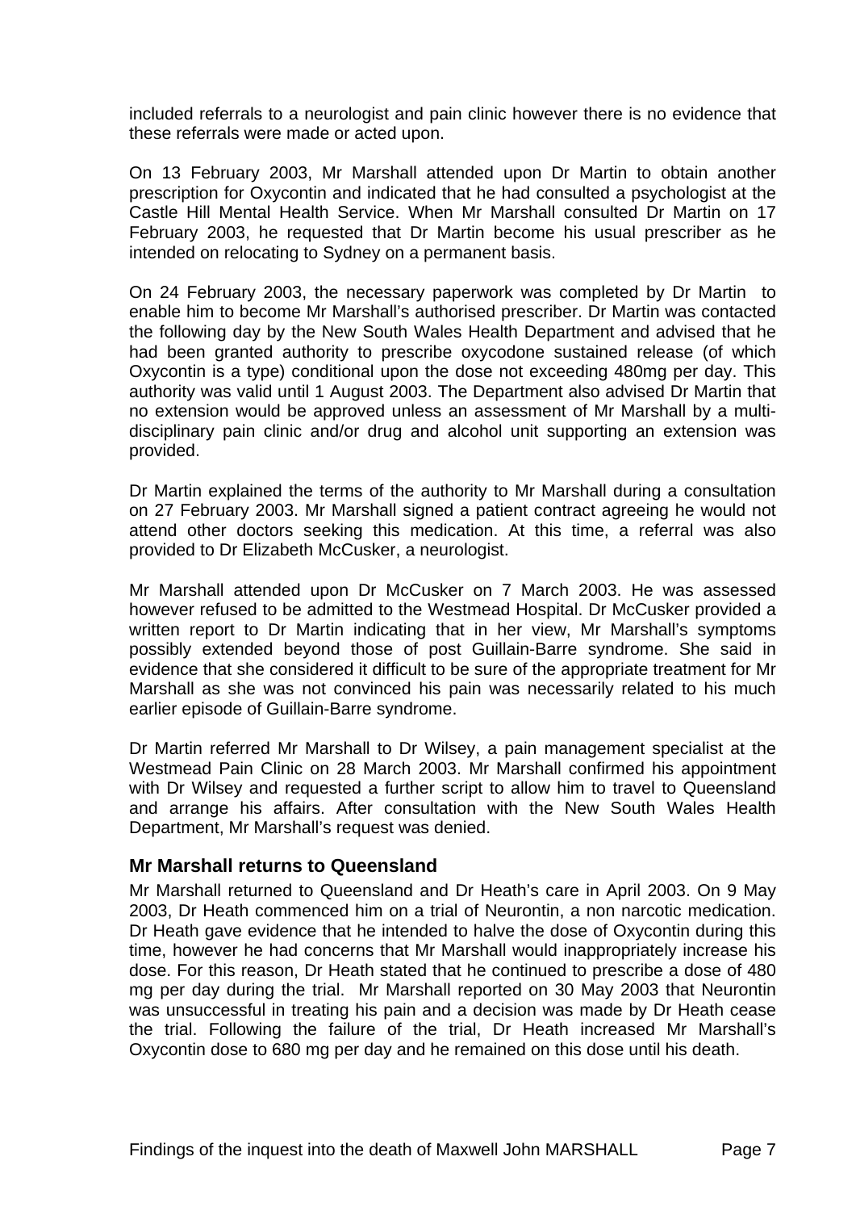included referrals to a neurologist and pain clinic however there is no evidence that these referrals were made or acted upon.

On 13 February 2003, Mr Marshall attended upon Dr Martin to obtain another prescription for Oxycontin and indicated that he had consulted a psychologist at the Castle Hill Mental Health Service. When Mr Marshall consulted Dr Martin on 17 February 2003, he requested that Dr Martin become his usual prescriber as he intended on relocating to Sydney on a permanent basis.

On 24 February 2003, the necessary paperwork was completed by Dr Martin to enable him to become Mr Marshall's authorised prescriber. Dr Martin was contacted the following day by the New South Wales Health Department and advised that he had been granted authority to prescribe oxycodone sustained release (of which Oxycontin is a type) conditional upon the dose not exceeding 480mg per day. This authority was valid until 1 August 2003. The Department also advised Dr Martin that no extension would be approved unless an assessment of Mr Marshall by a multi-disciplinary pain clinic and/or drug and alcohol unit supporting an extension was provided.

Dr Martin explained the terms of the authority to Mr Marshall during a consultation on 27 February 2003. Mr Marshall signed a patient contract agreeing he would not attend other doctors seeking this medication. At this time, a referral was also provided to Dr Elizabeth McCusker, a neurologist.

Mr Marshall attended upon Dr McCusker on 7 March 2003. He was assessed however refused to be admitted to the Westmead Hospital. Dr McCusker provided a written report to Dr Martin indicating that in her view, Mr Marshall's symptoms possibly extended beyond those of post Guillain-Barre syndrome. She said in evidence that she considered it difficult to be sure of the appropriate treatment for Mr Marshall as she was not convinced his pain was necessarily related to his much earlier episode of Guillain-Barre syndrome.

Dr Martin referred Mr Marshall to Dr Wilsey, a pain management specialist at the Westmead Pain Clinic on 28 March 2003. Mr Marshall confirmed his appointment with Dr Wilsey and requested a further script to allow him to travel to Queensland and arrange his affairs. After consultation with the New South Wales Health Department, Mr Marshall's request was denied.

### Mr Marshall returns to Queensland

Mr Marshall returned to Queensland and Dr Heath's care in April 2003. On 9 May 2003, Dr Heath commenced him on a trial of Neurontin, a non narcotic medication. Dr Heath gave evidence that he intended to halve the dose of Oxycontin during this time, however he had concerns that Mr Marshall would inappropriately increase his dose. For this reason, Dr Heath stated that he continued to prescribe a dose of 480 mg per day during the trial. Mr Marshall reported on 30 May 2003 that Neurontin was unsuccessful in treating his pain and a decision was made by Dr Heath cease the trial. Following the failure of the trial, Dr Heath increased Mr Marshall's Oxycontin dose to 680 mg per day and he remained on this dose until his death.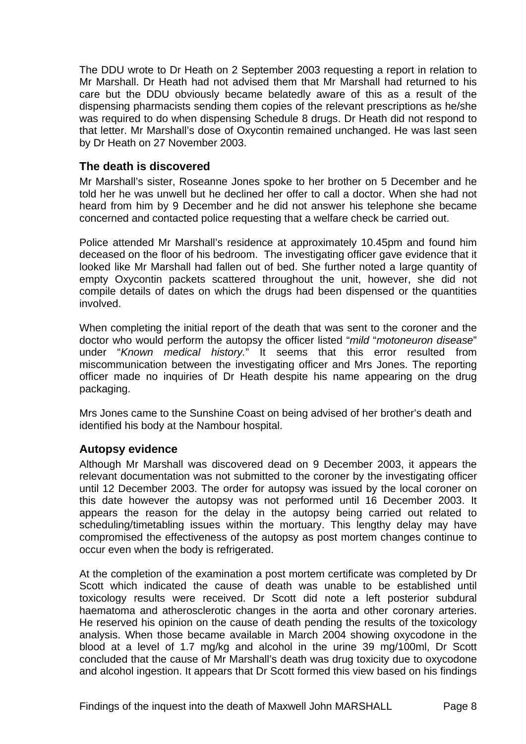The DDU wrote to Dr Heath on 2 September 2003 requesting a report in relation to Mr Marshall. Dr Heath had not advised them that Mr Marshall had returned to his care but the DDU obviously became belatedly aware of this as a result of the dispensing pharmacists sending them copies of the relevant prescriptions as he/she was required to do when dispensing Schedule 8 drugs. Dr Heath did not respond to that letter. Mr Marshall's dose of Oxycontin remained unchanged. He was last seen by Dr Heath on 27 November 2003.

### The death is discovered

Mr Marshall's sister, Roseanne Jones spoke to her brother on 5 December and he told her he was unwell but he declined her offer to call a doctor. When she had not heard from him by 9 December and he did not answer his telephone she became concerned and contacted police requesting that a welfare check be carried out.

Police attended Mr Marshall's residence at approximately 10.45pm and found him deceased on the floor of his bedroom. The investigating officer gave evidence that it looked like Mr Marshall had fallen out of bed. She further noted a large quantity of empty Oxycontin packets scattered throughout the unit, however, she did not compile details of dates on which the drugs had been dispensed or the quantities involved.

When completing the initial report of the death that was sent to the coroner and the doctor who would perform the autopsy the officer listed "*mild* "*motoneuron disease*" under "*Known medical history.*" It seems that this error resulted from miscommunication between the investigating officer and Mrs Jones. The reporting officer made no inquiries of Dr Heath despite his name appearing on the drug packaging.

Mrs Jones came to the Sunshine Coast on being advised of her brother's death and identified his body at the Nambour hospital.

### Autopsy evidence

Although Mr Marshall was discovered dead on 9 December 2003, it appears the relevant documentation was not submitted to the coroner by the investigating officer until 12 December 2003. The order for autopsy was issued by the local coroner on this date however the autopsy was not performed until 16 December 2003. It appears the reason for the delay in the autopsy being carried out related to scheduling/timetabling issues within the mortuary. This lengthy delay may have compromised the effectiveness of the autopsy as post mortem changes continue to occur even when the body is refrigerated.

At the completion of the examination a post mortem certificate was completed by Dr Scott which indicated the cause of death was unable to be established until toxicology results were received. Dr Scott did note a left posterior subdural haematoma and atherosclerotic changes in the aorta and other coronary arteries. He reserved his opinion on the cause of death pending the results of the toxicology analysis. When those became available in March 2004 showing oxycodone in the blood at a level of 1.7 mg/kg and alcohol in the urine 39 mg/100ml, Dr Scott concluded that the cause of Mr Marshall's death was drug toxicity due to oxycodone and alcohol ingestion. It appears that Dr Scott formed this view based on his findings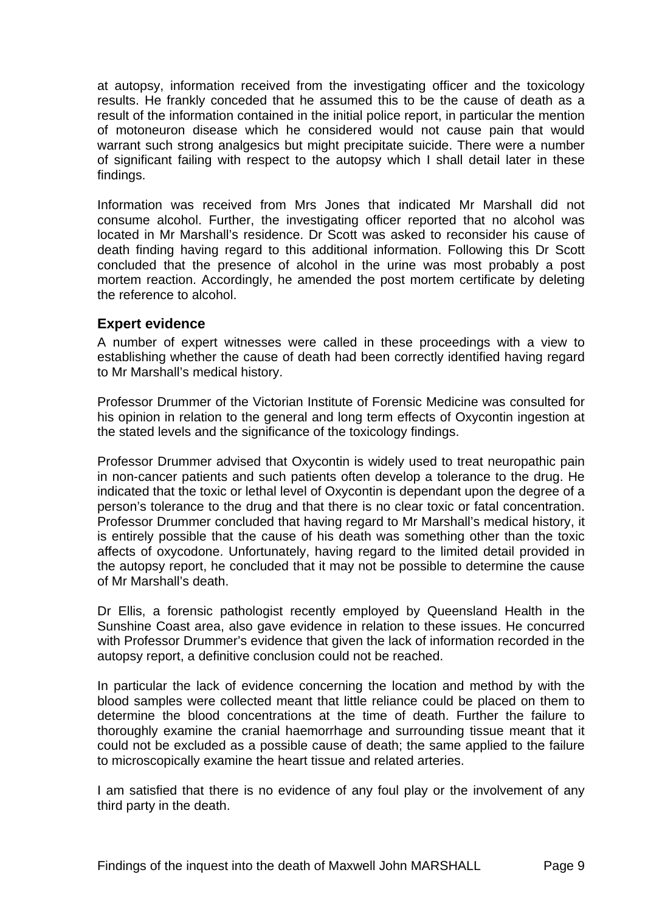at autopsy, information received from the investigating officer and the toxicology results. He frankly conceded that he assumed this to be the cause of death as a result of the information contained in the initial police report, in particular the mention of motoneuron disease which he considered would not cause pain that would warrant such strong analgesics but might precipitate suicide. There were a number of significant failing with respect to the autopsy which I shall detail later in these findings.

Information was received from Mrs Jones that indicated Mr Marshall did not consume alcohol. Further, the investigating officer reported that no alcohol was located in Mr Marshall's residence. Dr Scott was asked to reconsider his cause of death finding having regard to this additional information. Following this Dr Scott concluded that the presence of alcohol in the urine was most probably a post mortem reaction. Accordingly, he amended the post mortem certificate by deleting the reference to alcohol.

## Expert evidence

A number of expert witnesses were called in these proceedings with a view to establishing whether the cause of death had been correctly identified having regard to Mr Marshall's medical history.

Professor Drummer of the Victorian Institute of Forensic Medicine was consulted for his opinion in relation to the general and long term effects of Oxycontin ingestion at the stated levels and the significance of the toxicology findings.

Professor Drummer advised that Oxycontin is widely used to treat neuropathic pain in non-cancer patients and such patients often develop a tolerance to the drug. He indicated that the toxic or lethal level of Oxycontin is dependant upon the degree of a person's tolerance to the drug and that there is no clear toxic or fatal concentration. Professor Drummer concluded that having regard to Mr Marshall's medical history, it is entirely possible that the cause of his death was something other than the toxic affects of oxycodone. Unfortunately, having regard to the limited detail provided in the autopsy report, he concluded that it may not be possible to determine the cause of Mr Marshall's death.

Dr Ellis, a forensic pathologist recently employed by Queensland Health in the Sunshine Coast area, also gave evidence in relation to these issues. He concurred with Professor Drummer's evidence that given the lack of information recorded in the autopsy report, a definitive conclusion could not be reached.

In particular the lack of evidence concerning the location and method by with the blood samples were collected meant that little reliance could be placed on them to determine the blood concentrations at the time of death. Further the failure to thoroughly examine the cranial haemorrhage and surrounding tissue meant that it could not be excluded as a possible cause of death; the same applied to the failure to microscopically examine the heart tissue and related arteries.

I am satisfied that there is no evidence of any foul play or the involvement of any third party in the death.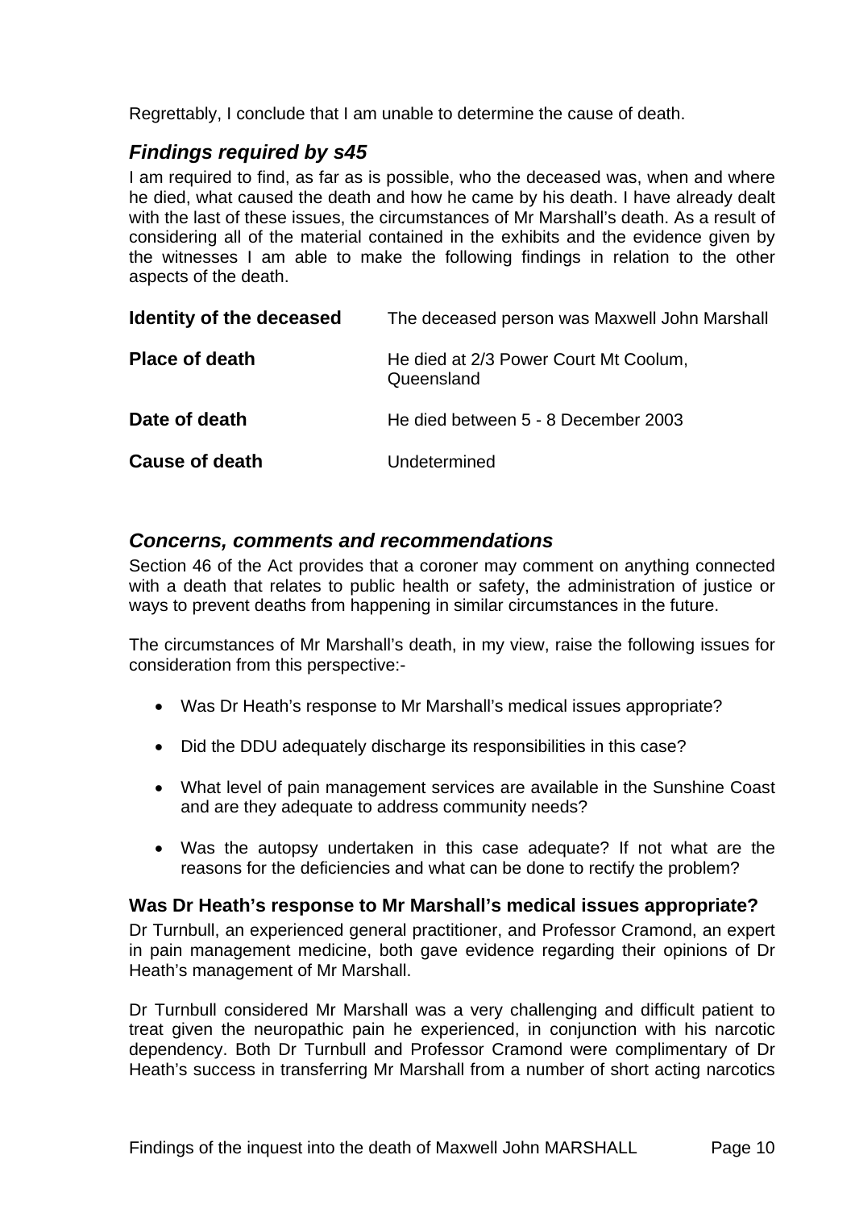Regrettably, I conclude that I am unable to determine the cause of death.

## *Findings required by s45*

I am required to find, as far as is possible, who the deceased was, when and where he died, what caused the death and how he came by his death. I have already dealt with the last of these issues, the circumstances of Mr Marshall's death. As a result of considering all of the material contained in the exhibits and the evidence given by the witnesses I am able to make the following findings in relation to the other aspects of the death.

| | |
|---|---|
| **Identity of the deceased** | The deceased person was Maxwell John Marshall |
| **Place of death** | He died at 2/3 Power Court Mt Coolum, Queensland |
| **Date of death** | He died between 5 - 8 December 2003 |
| **Cause of death** | Undetermined |

## *Concerns, comments and recommendations*

Section 46 of the Act provides that a coroner may comment on anything connected with a death that relates to public health or safety, the administration of justice or ways to prevent deaths from happening in similar circumstances in the future.

The circumstances of Mr Marshall's death, in my view, raise the following issues for consideration from this perspective:-

- Was Dr Heath's response to Mr Marshall's medical issues appropriate?
- Did the DDU adequately discharge its responsibilities in this case?
- What level of pain management services are available in the Sunshine Coast and are they adequate to address community needs?
- Was the autopsy undertaken in this case adequate? If not what are the reasons for the deficiencies and what can be done to rectify the problem?

### Was Dr Heath's response to Mr Marshall's medical issues appropriate?

Dr Turnbull, an experienced general practitioner, and Professor Cramond, an expert in pain management medicine, both gave evidence regarding their opinions of Dr Heath's management of Mr Marshall.

Dr Turnbull considered Mr Marshall was a very challenging and difficult patient to treat given the neuropathic pain he experienced, in conjunction with his narcotic dependency. Both Dr Turnbull and Professor Cramond were complimentary of Dr Heath's success in transferring Mr Marshall from a number of short acting narcotics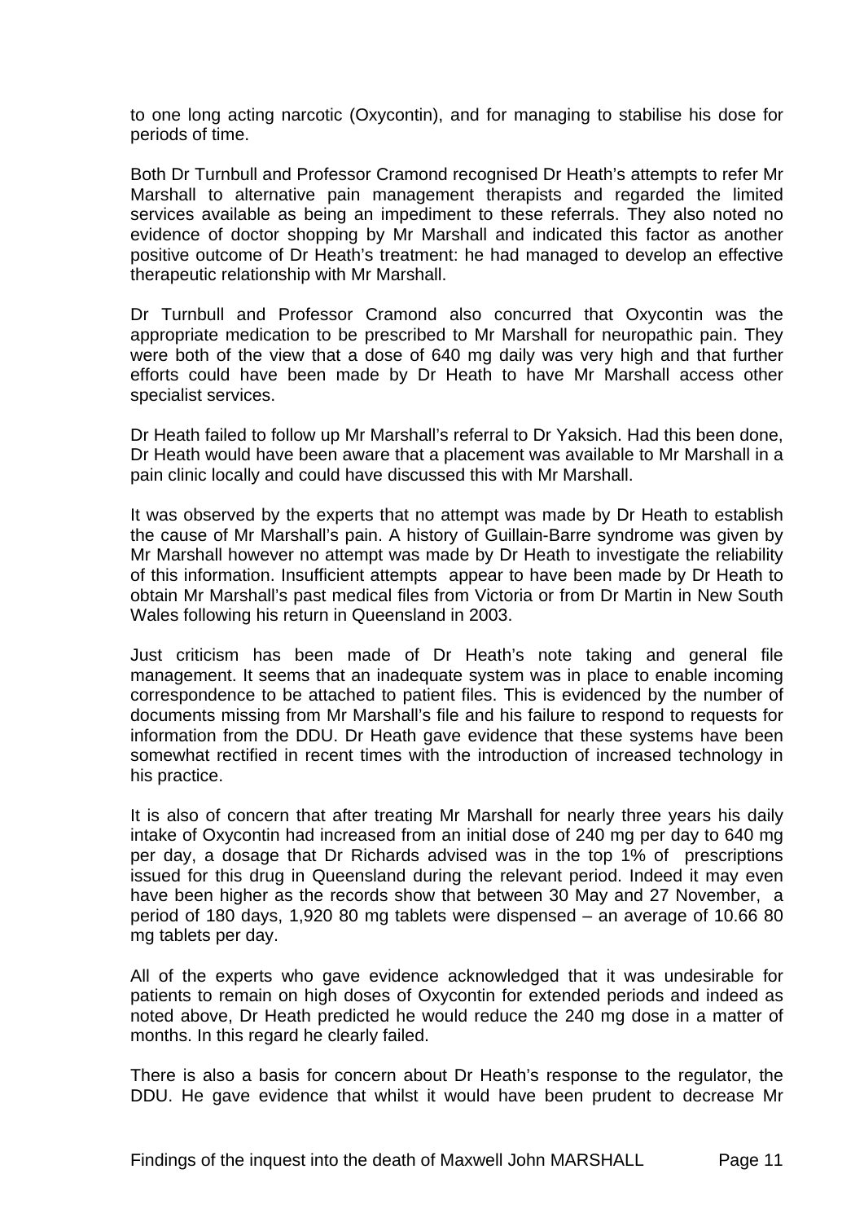to one long acting narcotic (Oxycontin), and for managing to stabilise his dose for periods of time.

Both Dr Turnbull and Professor Cramond recognised Dr Heath's attempts to refer Mr Marshall to alternative pain management therapists and regarded the limited services available as being an impediment to these referrals. They also noted no evidence of doctor shopping by Mr Marshall and indicated this factor as another positive outcome of Dr Heath's treatment: he had managed to develop an effective therapeutic relationship with Mr Marshall.

Dr Turnbull and Professor Cramond also concurred that Oxycontin was the appropriate medication to be prescribed to Mr Marshall for neuropathic pain. They were both of the view that a dose of 640 mg daily was very high and that further efforts could have been made by Dr Heath to have Mr Marshall access other specialist services.

Dr Heath failed to follow up Mr Marshall's referral to Dr Yaksich. Had this been done, Dr Heath would have been aware that a placement was available to Mr Marshall in a pain clinic locally and could have discussed this with Mr Marshall.

It was observed by the experts that no attempt was made by Dr Heath to establish the cause of Mr Marshall's pain. A history of Guillain-Barre syndrome was given by Mr Marshall however no attempt was made by Dr Heath to investigate the reliability of this information. Insufficient attempts appear to have been made by Dr Heath to obtain Mr Marshall's past medical files from Victoria or from Dr Martin in New South Wales following his return in Queensland in 2003.

Just criticism has been made of Dr Heath's note taking and general file management. It seems that an inadequate system was in place to enable incoming correspondence to be attached to patient files. This is evidenced by the number of documents missing from Mr Marshall's file and his failure to respond to requests for information from the DDU. Dr Heath gave evidence that these systems have been somewhat rectified in recent times with the introduction of increased technology in his practice.

It is also of concern that after treating Mr Marshall for nearly three years his daily intake of Oxycontin had increased from an initial dose of 240 mg per day to 640 mg per day, a dosage that Dr Richards advised was in the top 1% of prescriptions issued for this drug in Queensland during the relevant period. Indeed it may even have been higher as the records show that between 30 May and 27 November, a period of 180 days, 1,920 80 mg tablets were dispensed – an average of 10.66 80 mg tablets per day.

All of the experts who gave evidence acknowledged that it was undesirable for patients to remain on high doses of Oxycontin for extended periods and indeed as noted above, Dr Heath predicted he would reduce the 240 mg dose in a matter of months. In this regard he clearly failed.

There is also a basis for concern about Dr Heath's response to the regulator, the DDU. He gave evidence that whilst it would have been prudent to decrease Mr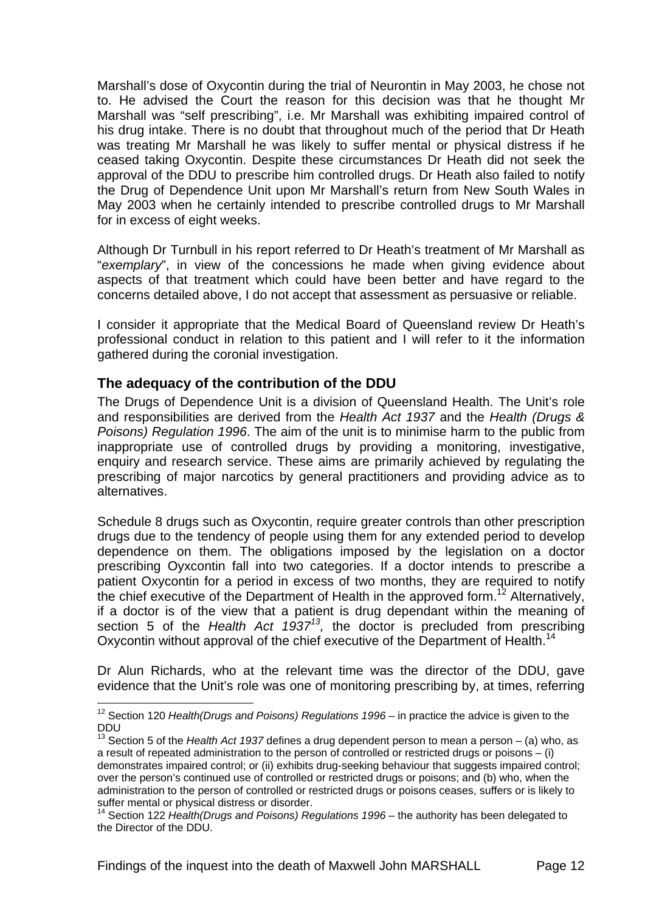Marshall's dose of Oxycontin during the trial of Neurontin in May 2003, he chose not to. He advised the Court the reason for this decision was that he thought Mr Marshall was "self prescribing", i.e. Mr Marshall was exhibiting impaired control of his drug intake. There is no doubt that throughout much of the period that Dr Heath was treating Mr Marshall he was likely to suffer mental or physical distress if he ceased taking Oxycontin. Despite these circumstances Dr Heath did not seek the approval of the DDU to prescribe him controlled drugs. Dr Heath also failed to notify the Drug of Dependence Unit upon Mr Marshall's return from New South Wales in May 2003 when he certainly intended to prescribe controlled drugs to Mr Marshall for in excess of eight weeks.

Although Dr Turnbull in his report referred to Dr Heath's treatment of Mr Marshall as "*exemplary*", in view of the concessions he made when giving evidence about aspects of that treatment which could have been better and have regard to the concerns detailed above, I do not accept that assessment as persuasive or reliable.

I consider it appropriate that the Medical Board of Queensland review Dr Heath's professional conduct in relation to this patient and I will refer to it the information gathered during the coronial investigation.

### The adequacy of the contribution of the DDU

The Drugs of Dependence Unit is a division of Queensland Health. The Unit's role and responsibilities are derived from the *Health Act 1937* and the *Health (Drugs & Poisons) Regulation 1996*. The aim of the unit is to minimise harm to the public from inappropriate use of controlled drugs by providing a monitoring, investigative, enquiry and research service. These aims are primarily achieved by regulating the prescribing of major narcotics by general practitioners and providing advice as to alternatives.

Schedule 8 drugs such as Oxycontin, require greater controls than other prescription drugs due to the tendency of people using them for any extended period to develop dependence on them. The obligations imposed by the legislation on a doctor prescribing Oyxcontin fall into two categories. If a doctor intends to prescribe a patient Oxycontin for a period in excess of two months, they are required to notify the chief executive of the Department of Health in the approved form.[12] Alternatively, if a doctor is of the view that a patient is drug dependant within the meaning of section 5 of the *Health Act 1937*[13], the doctor is precluded from prescribing Oxycontin without approval of the chief executive of the Department of Health.[14]

Dr Alun Richards, who at the relevant time was the director of the DDU, gave evidence that the Unit's role was one of monitoring prescribing by, at times, referring

---

[12] Section 120 *Health(Drugs and Poisons) Regulations 1996* – in practice the advice is given to the DDU

[13] Section 5 of the *Health Act 1937* defines a drug dependent person to mean a person – (a) who, as a result of repeated administration to the person of controlled or restricted drugs or poisons – (i) demonstrates impaired control; or (ii) exhibits drug-seeking behaviour that suggests impaired control; over the person's continued use of controlled or restricted drugs or poisons; and (b) who, when the administration to the person of controlled or restricted drugs or poisons ceases, suffers or is likely to suffer mental or physical distress or disorder.

[14] Section 122 *Health(Drugs and Poisons) Regulations 1996* – the authority has been delegated to the Director of the DDU.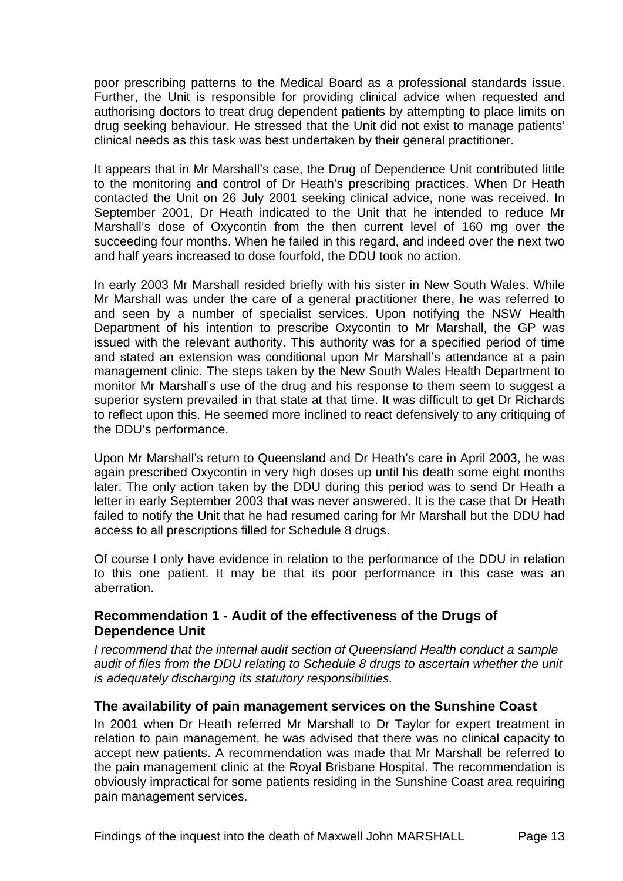poor prescribing patterns to the Medical Board as a professional standards issue. Further, the Unit is responsible for providing clinical advice when requested and authorising doctors to treat drug dependent patients by attempting to place limits on drug seeking behaviour. He stressed that the Unit did not exist to manage patients' clinical needs as this task was best undertaken by their general practitioner.

It appears that in Mr Marshall's case, the Drug of Dependence Unit contributed little to the monitoring and control of Dr Heath's prescribing practices. When Dr Heath contacted the Unit on 26 July 2001 seeking clinical advice, none was received. In September 2001, Dr Heath indicated to the Unit that he intended to reduce Mr Marshall's dose of Oxycontin from the then current level of 160 mg over the succeeding four months. When he failed in this regard, and indeed over the next two and half years increased to dose fourfold, the DDU took no action.

In early 2003 Mr Marshall resided briefly with his sister in New South Wales. While Mr Marshall was under the care of a general practitioner there, he was referred to and seen by a number of specialist services. Upon notifying the NSW Health Department of his intention to prescribe Oxycontin to Mr Marshall, the GP was issued with the relevant authority. This authority was for a specified period of time and stated an extension was conditional upon Mr Marshall's attendance at a pain management clinic. The steps taken by the New South Wales Health Department to monitor Mr Marshall's use of the drug and his response to them seem to suggest a superior system prevailed in that state at that time. It was difficult to get Dr Richards to reflect upon this. He seemed more inclined to react defensively to any critiquing of the DDU's performance.

Upon Mr Marshall's return to Queensland and Dr Heath's care in April 2003, he was again prescribed Oxycontin in very high doses up until his death some eight months later. The only action taken by the DDU during this period was to send Dr Heath a letter in early September 2003 that was never answered. It is the case that Dr Heath failed to notify the Unit that he had resumed caring for Mr Marshall but the DDU had access to all prescriptions filled for Schedule 8 drugs.

Of course I only have evidence in relation to the performance of the DDU in relation to this one patient. It may be that its poor performance in this case was an aberration.

### Recommendation 1 - Audit of the effectiveness of the Drugs of Dependence Unit

*I recommend that the internal audit section of Queensland Health conduct a sample audit of files from the DDU relating to Schedule 8 drugs to ascertain whether the unit is adequately discharging its statutory responsibilities.*

### The availability of pain management services on the Sunshine Coast

In 2001 when Dr Heath referred Mr Marshall to Dr Taylor for expert treatment in relation to pain management, he was advised that there was no clinical capacity to accept new patients. A recommendation was made that Mr Marshall be referred to the pain management clinic at the Royal Brisbane Hospital. The recommendation is obviously impractical for some patients residing in the Sunshine Coast area requiring pain management services.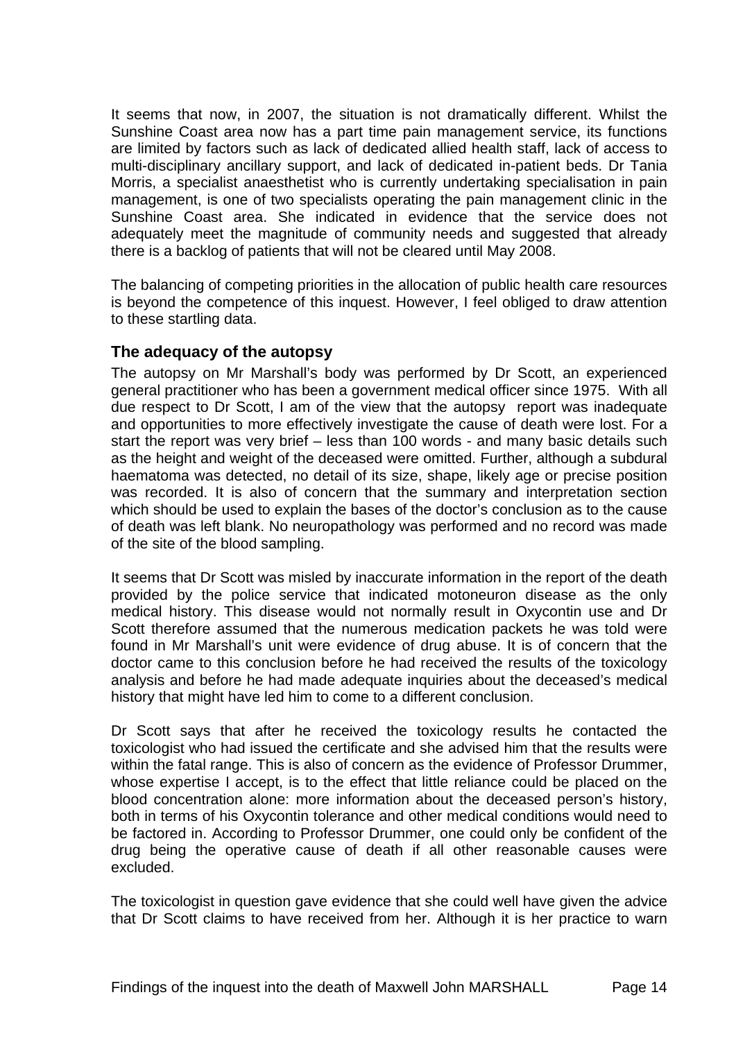It seems that now, in 2007, the situation is not dramatically different. Whilst the Sunshine Coast area now has a part time pain management service, its functions are limited by factors such as lack of dedicated allied health staff, lack of access to multi-disciplinary ancillary support, and lack of dedicated in-patient beds. Dr Tania Morris, a specialist anaesthetist who is currently undertaking specialisation in pain management, is one of two specialists operating the pain management clinic in the Sunshine Coast area. She indicated in evidence that the service does not adequately meet the magnitude of community needs and suggested that already there is a backlog of patients that will not be cleared until May 2008.

The balancing of competing priorities in the allocation of public health care resources is beyond the competence of this inquest. However, I feel obliged to draw attention to these startling data.

### The adequacy of the autopsy

The autopsy on Mr Marshall's body was performed by Dr Scott, an experienced general practitioner who has been a government medical officer since 1975. With all due respect to Dr Scott, I am of the view that the autopsy report was inadequate and opportunities to more effectively investigate the cause of death were lost. For a start the report was very brief – less than 100 words - and many basic details such as the height and weight of the deceased were omitted. Further, although a subdural haematoma was detected, no detail of its size, shape, likely age or precise position was recorded. It is also of concern that the summary and interpretation section which should be used to explain the bases of the doctor's conclusion as to the cause of death was left blank. No neuropathology was performed and no record was made of the site of the blood sampling.

It seems that Dr Scott was misled by inaccurate information in the report of the death provided by the police service that indicated motoneuron disease as the only medical history. This disease would not normally result in Oxycontin use and Dr Scott therefore assumed that the numerous medication packets he was told were found in Mr Marshall's unit were evidence of drug abuse. It is of concern that the doctor came to this conclusion before he had received the results of the toxicology analysis and before he had made adequate inquiries about the deceased's medical history that might have led him to come to a different conclusion.

Dr Scott says that after he received the toxicology results he contacted the toxicologist who had issued the certificate and she advised him that the results were within the fatal range. This is also of concern as the evidence of Professor Drummer, whose expertise I accept, is to the effect that little reliance could be placed on the blood concentration alone: more information about the deceased person's history, both in terms of his Oxycontin tolerance and other medical conditions would need to be factored in. According to Professor Drummer, one could only be confident of the drug being the operative cause of death if all other reasonable causes were excluded.

The toxicologist in question gave evidence that she could well have given the advice that Dr Scott claims to have received from her. Although it is her practice to warn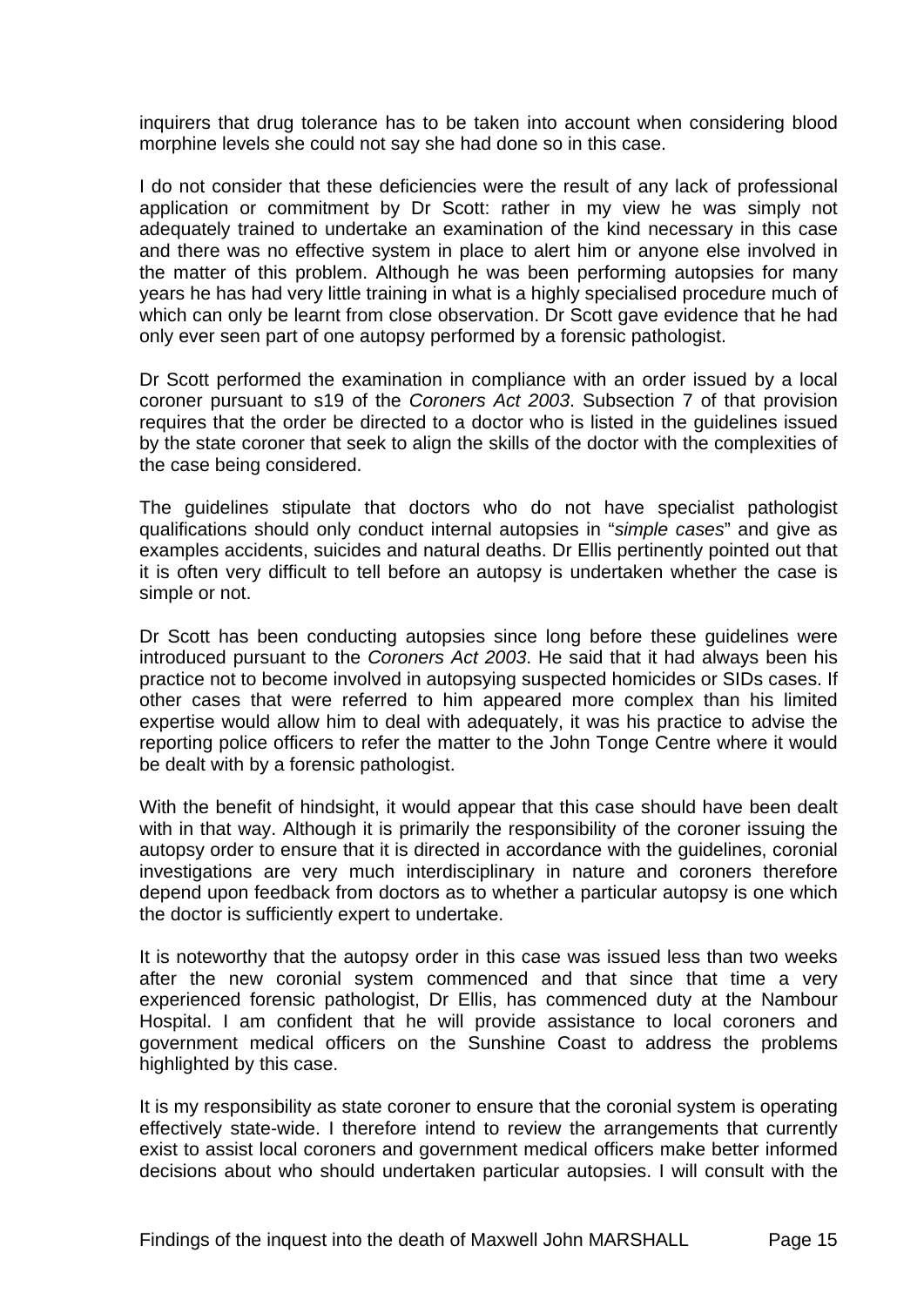inquirers that drug tolerance has to be taken into account when considering blood morphine levels she could not say she had done so in this case.

I do not consider that these deficiencies were the result of any lack of professional application or commitment by Dr Scott: rather in my view he was simply not adequately trained to undertake an examination of the kind necessary in this case and there was no effective system in place to alert him or anyone else involved in the matter of this problem. Although he was been performing autopsies for many years he has had very little training in what is a highly specialised procedure much of which can only be learnt from close observation. Dr Scott gave evidence that he had only ever seen part of one autopsy performed by a forensic pathologist.

Dr Scott performed the examination in compliance with an order issued by a local coroner pursuant to s19 of the *Coroners Act 2003*. Subsection 7 of that provision requires that the order be directed to a doctor who is listed in the guidelines issued by the state coroner that seek to align the skills of the doctor with the complexities of the case being considered.

The guidelines stipulate that doctors who do not have specialist pathologist qualifications should only conduct internal autopsies in "*simple cases*" and give as examples accidents, suicides and natural deaths. Dr Ellis pertinently pointed out that it is often very difficult to tell before an autopsy is undertaken whether the case is simple or not.

Dr Scott has been conducting autopsies since long before these guidelines were introduced pursuant to the *Coroners Act 2003*. He said that it had always been his practice not to become involved in autopsying suspected homicides or SIDs cases. If other cases that were referred to him appeared more complex than his limited expertise would allow him to deal with adequately, it was his practice to advise the reporting police officers to refer the matter to the John Tonge Centre where it would be dealt with by a forensic pathologist.

With the benefit of hindsight, it would appear that this case should have been dealt with in that way. Although it is primarily the responsibility of the coroner issuing the autopsy order to ensure that it is directed in accordance with the guidelines, coronial investigations are very much interdisciplinary in nature and coroners therefore depend upon feedback from doctors as to whether a particular autopsy is one which the doctor is sufficiently expert to undertake.

It is noteworthy that the autopsy order in this case was issued less than two weeks after the new coronial system commenced and that since that time a very experienced forensic pathologist, Dr Ellis, has commenced duty at the Nambour Hospital. I am confident that he will provide assistance to local coroners and government medical officers on the Sunshine Coast to address the problems highlighted by this case.

It is my responsibility as state coroner to ensure that the coronial system is operating effectively state-wide. I therefore intend to review the arrangements that currently exist to assist local coroners and government medical officers make better informed decisions about who should undertaken particular autopsies. I will consult with the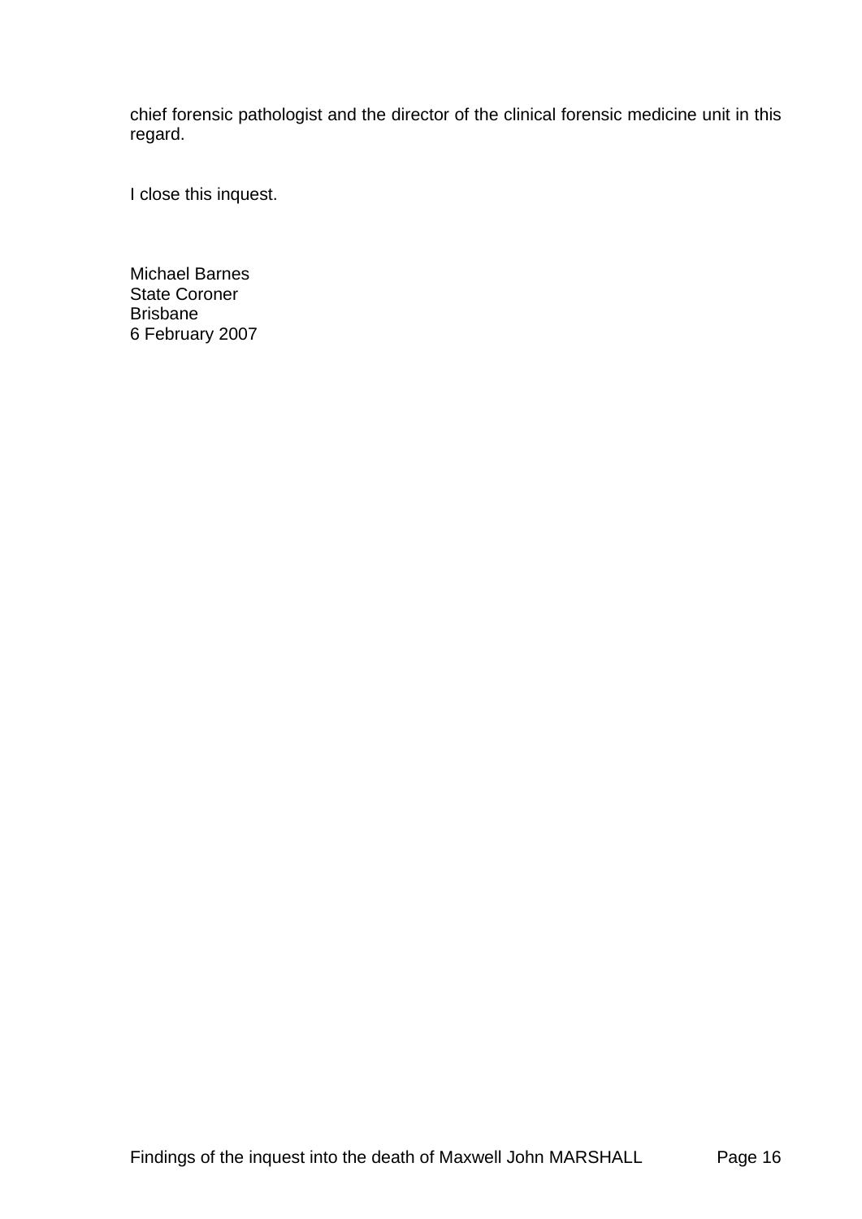chief forensic pathologist and the director of the clinical forensic medicine unit in this regard.

I close this inquest.

Michael Barnes
State Coroner
Brisbane
6 February 2007